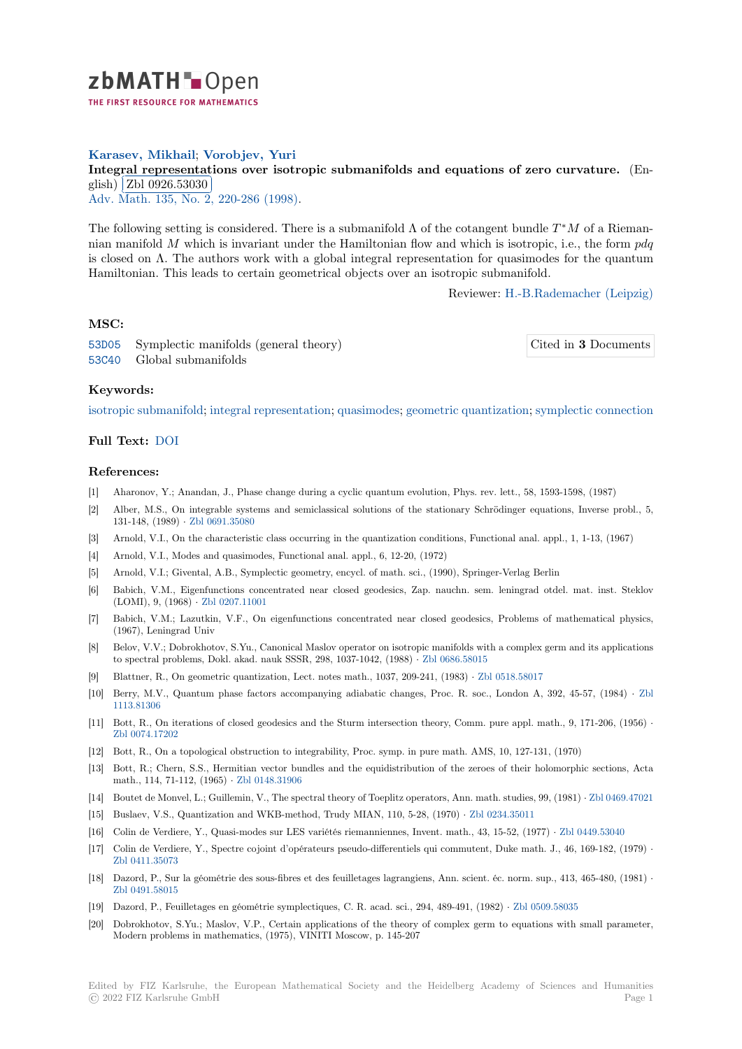**Karasev, Mikhail; Vorobjev, Yuri**

**Integral representations over isotropic submanifolds and equations of zero curvature.** (English) Zbl 0926.53030

Adv. Math. 135, No. 2, 220-286 (1998).

The following setting is considered. There is a submanifold $\Lambda$ of the cotangent bundle $T^*M$ of a Riemannian manifold $M$ which is invariant under the Hamiltonian flow and which is isotropic, i.e., the form $pdq$ is closed on $\Lambda$. The authors work with a global integral representation for quasimodes for the quantum Hamiltonian. This leads to certain geometrical objects over an isotropic submanifold.

Reviewer: H.-B.Rademacher (Leipzig)

## MSC:

53D05 Symplectic manifolds (general theory)

53C40 Global submanifolds

Cited in **3** Documents

## Keywords:

isotropic submanifold; integral representation; quasimodes; geometric quantization; symplectic connection

## Full Text: DOI

## References:

[1] Aharonov, Y.; Anandan, J., Phase change during a cyclic quantum evolution, Phys. rev. lett., 58, 1593-1598, (1987)

[2] Alber, M.S., On integrable systems and semiclassical solutions of the stationary Schrödinger equations, Inverse probl., 5, 131-148, (1989) · Zbl 0691.35080

[3] Arnold, V.I., On the characteristic class occurring in the quantization conditions, Functional anal. appl., 1, 1-13, (1967)

[4] Arnold, V.I., Modes and quasimodes, Functional anal. appl., 6, 12-20, (1972)

[5] Arnold, V.I.; Giventál, A.B., Symplectic geometry, encycl. of math. sci., (1990), Springer-Verlag Berlin

[6] Babich, V.M., Eigenfunctions concentrated near closed geodesics, Zap. nauchn. sem. leningrad otdel. mat. inst. Steklov (LOMI), 9, (1968) · Zbl 0207.11001

[7] Babich, V.M.; Lazutkin, V.F., On eigenfunctions concentrated near closed geodesics, Problems of mathematical physics, (1967), Leningrad Univ

[8] Belov, V.V.; Dobrokhotov, S.Yu., Canonical Maslov operator on isotropic manifolds with a complex germ and its applications to spectral problems, Dokl. akad. nauk SSSR, 298, 1037-1042, (1988) · Zbl 0686.58015

[9] Blattner, R., On geometric quantization, Lect. notes math., 1037, 209-241, (1983) · Zbl 0518.58017

[10] Berry, M.V., Quantum phase factors accompanying adiabatic changes, Proc. R. soc., London A, 392, 45-57, (1984) · Zbl 1113.81306

[11] Bott, R., On iterations of closed geodesics and the Sturm intersection theory, Comm. pure appl. math., 9, 171-206, (1956) · Zbl 0074.17202

[12] Bott, R., On a topological obstruction to integrability, Proc. symp. in pure math. AMS, 10, 127-131, (1970)

[13] Bott, R.; Chern, S.S., Hermitian vector bundles and the equidistribution of the zeroes of their holomorphic sections, Acta math., 114, 71-112, (1965) · Zbl 0148.31906

[14] Boutet de Monvel, L.; Guillemin, V., The spectral theory of Toeplitz operators, Ann. math. studies, 99, (1981) · Zbl 0469.47021

[15] Buslaev, V.S., Quantization and WKB-method, Trudy MIAN, 110, 5-28, (1970) · Zbl 0234.35011

[16] Colin de Verdiere, Y., Quasi-modes sur LES variétés riemanniennes, Invent. math., 43, 15-52, (1977) · Zbl 0449.53040

[17] Colin de Verdiere, Y., Spectre cojoint d'opérateurs pseudo-differentiels qui commutent, Duke math. J., 46, 169-182, (1979) · Zbl 0411.35073

[18] Dazord, P., Sur la géométrie des sous-fibres et des feuilletages lagrangiens, Ann. scient. éc. norm. sup., 413, 465-480, (1981) · Zbl 0491.58015

[19] Dazord, P., Feuilletages en géométrie symplectiques, C. R. acad. sci., 294, 489-491, (1982) · Zbl 0509.58035

[20] Dobrokhotov, S.Yu.; Maslov, V.P., Certain applications of the theory of complex germ to equations with small parameter, Modern problems in mathematics, (1975), VINITI Moscow, p. 145-207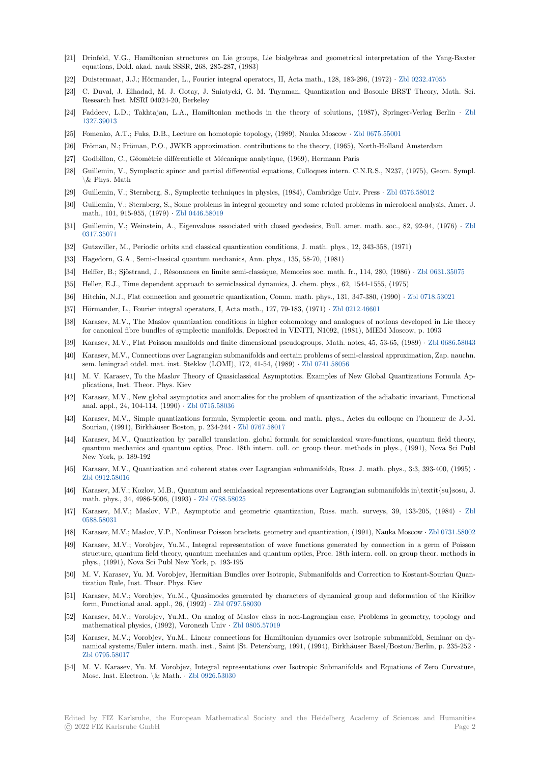[21] Drinfeld, V.G., Hamiltonian structures on Lie groups, Lie bialgebras and geometrical interpretation of the Yang-Baxter equations, Dokl. akad. nauk SSSR, 268, 285-287, (1983)

[22] Duistermaat, J.J.; Hörmander, L., Fourier integral operators, II, Acta math., 128, 183-296, (1972) · Zbl 0232.47055

[23] C. Duval, J. Elhadad, M. J. Gotay, J. Sniatycki, G. M. Tuynman, Quantization and Bosonic BRST Theory, Math. Sci. Research Inst. MSRI 04024-20, Berkeley

[24] Faddeev, L.D.; Takhtajan, L.A., Hamiltonian methods in the theory of solutions, (1987), Springer-Verlag Berlin · Zbl 1327.39013

[25] Fomenko, A.T.; Fuks, D.B., Lecture on homotopic topology, (1989), Nauka Moscow · Zbl 0675.55001

[26] Fröman, N.; Fröman, P.O., JWKB approximation. contributions to the theory, (1965), North-Holland Amsterdam

[27] Godbillon, C., Géométrie différentielle et Mécanique analytique, (1969), Hermann Paris

[28] Guillemin, V., Symplectic spinor and partial differential equations, Colloques intern. C.N.R.S., N237, (1975), Geom. Sympl. \& Phys. Math

[29] Guillemin, V.; Sternberg, S., Symplectic techniques in physics, (1984), Cambridge Univ. Press · Zbl 0576.58012

[30] Guillemin, V.; Sternberg, S., Some problems in integral geometry and some related problems in microlocal analysis, Amer. J. math., 101, 915-955, (1979) · Zbl 0446.58019

[31] Guillemin, V.; Weinstein, A., Eigenvalues associated with closed geodesics, Bull. amer. math. soc., 82, 92-94, (1976) · Zbl 0317.35071

[32] Gutzwiller, M., Periodic orbits and classical quantization conditions, J. math. phys., 12, 343-358, (1971)

[33] Hagedorn, G.A., Semi-classical quantum mechanics, Ann. phys., 135, 58-70, (1981)

[34] Helffer, B.; Sjöstrand, J., Résonances en limite semi-classique, Memories soc. math. fr., 114, 280, (1986) · Zbl 0631.35075

[35] Heller, E.J., Time dependent approach to semiclassical dynamics, J. chem. phys., 62, 1544-1555, (1975)

[36] Hitchin, N.J., Flat connection and geometric quantization, Comm. math. phys., 131, 347-380, (1990) · Zbl 0718.53021

[37] Hörmander, L., Fourier integral operators, I, Acta math., 127, 79-183, (1971) · Zbl 0212.46601

[38] Karasev, M.V., The Maslov quantization conditions in higher cohomology and analogues of notions developed in Lie theory for canonical fibre bundles of symplectic manifolds, Deposited in VINITI, N1092, (1981), MIEM Moscow, p. 1093

[39] Karasev, M.V., Flat Poisson manifolds and finite dimensional pseudogroups, Math. notes, 45, 53-65, (1989) · Zbl 0686.58043

[40] Karasev, M.V., Connections over Lagrangian submanifolds and certain problems of semi-classical approximation, Zap. nauchn. sem. leningrad otdel. mat. inst. Steklov (LOMI), 172, 41-54, (1989) · Zbl 0741.58056

[41] M. V. Karasev, To the Maslov Theory of Quasiclassical Asymptotics. Examples of New Global Quantizations Formula Applications, Inst. Theor. Phys. Kiev

[42] Karasev, M.V., New global asymptotics and anomalies for the problem of quantization of the adiabatic invariant, Functional anal. appl., 24, 104-114, (1990) · Zbl 0715.58036

[43] Karasev, M.V., Simple quantizations formula, Symplectic geom. and math. phys., Actes du colloque en l'honneur de J.-M. Souriau, (1991), Birkhäuser Boston, p. 234-244 · Zbl 0767.58017

[44] Karasev, M.V., Quantization by parallel translation. global formula for semiclassical wave-functions, quantum field theory, quantum mechanics and quantum optics, Proc. 18th intern. coll. on group theor. methods in phys., (1991), Nova Sci Publ New York, p. 189-192

[45] Karasev, M.V., Quantization and coherent states over Lagrangian submanifolds, Russ. J. math. phys., 3:3, 393-400, (1995) · Zbl 0912.58016

[46] Karasev, M.V.; Kozlov, M.B., Quantum and semiclassical representations over Lagrangian submanifolds in\textit{su}sosu, J. math. phys., 34, 4986-5006, (1993) · Zbl 0788.58025

[47] Karasev, M.V.; Maslov, V.P., Asymptotic and geometric quantization, Russ. math. surveys, 39, 133-205, (1984) · Zbl 0588.58031

[48] Karasev, M.V.; Maslov, V.P., Nonlinear Poisson brackets. geometry and quantization, (1991), Nauka Moscow · Zbl 0731.58002

[49] Karasev, M.V.; Vorobjev, Yu.M., Integral representation of wave functions generated by connection in a germ of Poisson structure, quantum field theory, quantum mechanics and quantum optics, Proc. 18th intern. coll. on group theor. methods in phys., (1991), Nova Sci Publ New York, p. 193-195

[50] M. V. Karasev, Yu. M. Vorobjev, Hermitian Bundles over Isotropic, Submanifolds and Correction to Kostant-Souriau Quantization Rule, Inst. Theor. Phys. Kiev

[51] Karasev, M.V.; Vorobjev, Yu.M., Quasimodes generated by characters of dynamical group and deformation of the Kirillov form, Functional anal. appl., 26, (1992) · Zbl 0797.58030

[52] Karasev, M.V.; Vorobjev, Yu.M., On analog of Maslov class in non-Lagrangian case, Problems in geometry, topology and mathematical physics, (1992), Voronezh Univ · Zbl 0805.57019

[53] Karasev, M.V.; Vorobjev, Yu.M., Linear connections for Hamiltonian dynamics over isotropic submanifold, Seminar on dynamical systems/Euler intern. math. inst., Saint |St. Petersburg, 1991, (1994), Birkhäuser Basel/Boston/Berlin, p. 235-252 · Zbl 0795.58017

[54] M. V. Karasev, Yu. M. Vorobjev, Integral representations over Isotropic Submanifolds and Equations of Zero Curvature, Mosc. Inst. Electron. \& Math. · Zbl 0926.53030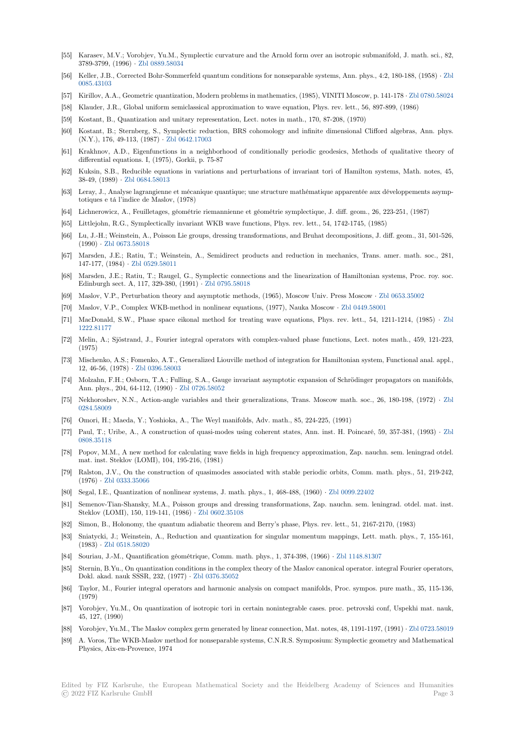[55] Karasev, M.V.; Vorobjev, Yu.M., Symplectic curvature and the Arnold form over an isotropic submanifold, J. math. sci., 82, 3789-3799, (1996) · Zbl 0889.58034

[56] Keller, J.B., Corrected Bohr-Sommerfeld quantum conditions for nonseparable systems, Ann. phys., 4:2, 180-188, (1958) · Zbl 0085.43103

[57] Kirillov, A.A., Geometric quantization, Modern problems in mathematics, (1985), VINITI Moscow, p. 141-178 · Zbl 0780.58024

[58] Klauder, J.R., Global uniform semiclassical approximation to wave equation, Phys. rev. lett., 56, 897-899, (1986)

[59] Kostant, B., Quantization and unitary representation, Lect. notes in math., 170, 87-208, (1970)

[60] Kostant, B.; Sternberg, S., Symplectic reduction, BRS cohomology and infinite dimensional Clifford algebras, Ann. phys. (N.Y.), 176, 49-113, (1987) · Zbl 0642.17003

[61] Krakhnov, A.D., Eigenfunctions in a neighborhood of conditionally periodic geodesics, Methods of qualitative theory of differential equations. I, (1975), Gorkii, p. 75-87

[62] Kuksin, S.B., Reducible equations in variations and perturbations of invariant tori of Hamilton systems, Math. notes, 45, 38-49, (1989) · Zbl 0684.58013

[63] Leray, J., Analyse lagrangienne et mécanique quantique; une structure mathématique apparentée aux développements asymptotiques e tá l'indice de Maslov, (1978)

[64] Lichnerowicz, A., Feuilletages, géométrie riemannienne et géométrie symplectique, J. diff. geom., 26, 223-251, (1987)

[65] Littlejohn, R.G., Symplectically invariant WKB wave functions, Phys. rev. lett., 54, 1742-1745, (1985)

[66] Lu, J.-H.; Weinstein, A., Poisson Lie groups, dressing transformations, and Bruhat decompositions, J. diff. geom., 31, 501-526, (1990) · Zbl 0673.58018

[67] Marsden, J.E.; Ratiu, T.; Weinstein, A., Semidirect products and reduction in mechanics, Trans. amer. math. soc., 281, 147-177, (1984) · Zbl 0529.58011

[68] Marsden, J.E.; Ratiu, T.; Raugel, G., Symplectic connections and the linearization of Hamiltonian systems, Proc. roy. soc. Edinburgh sect. A, 117, 329-380, (1991) · Zbl 0795.58018

[69] Maslov, V.P., Perturbation theory and asymptotic methods, (1965), Moscow Univ. Press Moscow · Zbl 0653.35002

[70] Maslov, V.P., Complex WKB-method in nonlinear equations, (1977), Nauka Moscow · Zbl 0449.58001

[71] MacDonald, S.W., Phase space eikonal method for treating wave equations, Phys. rev. lett., 54, 1211-1214, (1985) · Zbl 1222.81177

[72] Melin, A.; Sjöstrand, J., Fourier integral operators with complex-valued phase functions, Lect. notes math., 459, 121-223, (1975)

[73] Mischenko, A.S.; Fomenko, A.T., Generalized Liouville method of integration for Hamiltonian system, Functional anal. appl., 12, 46-56, (1978) · Zbl 0396.58003

[74] Molzahn, F.H.; Osborn, T.A.; Fulling, S.A., Gauge invariant asymptotic expansion of Schrödinger propagators on manifolds, Ann. phys., 204, 64-112, (1990) · Zbl 0726.58052

[75] Nekhoroshev, N.N., Action-angle variables and their generalizations, Trans. Moscow math. soc., 26, 180-198, (1972) · Zbl 0284.58009

[76] Omori, H.; Maeda, Y.; Yoshioka, A., The Weyl manifolds, Adv. math., 85, 224-225, (1991)

[77] Paul, T.; Uribe, A., A construction of quasi-modes using coherent states, Ann. inst. H. Poincaré, 59, 357-381, (1993) · Zbl 0808.35118

[78] Popov, M.M., A new method for calculating wave fields in high frequency approximation, Zap. nauchn. sem. leningrad otdel. mat. inst. Steklov (LOMI), 104, 195-216, (1981)

[79] Ralston, J.V., On the construction of quasimodes associated with stable periodic orbits, Comm. math. phys., 51, 219-242, (1976) · Zbl 0333.35066

[80] Segal, I.E., Quantization of nonlinear systems, J. math. phys., 1, 468-488, (1960) · Zbl 0099.22402

[81] Semenov-Tian-Shansky, M.A., Poisson groups and dressing transformations, Zap. nauchn. sem. leningrad. otdel. mat. inst. Steklov (LOMI), 150, 119-141, (1986) · Zbl 0602.35108

[82] Simon, B., Holonomy, the quantum adiabatic theorem and Berry's phase, Phys. rev. lett., 51, 2167-2170, (1983)

[83] Sniatycki, J.; Weinstein, A., Reduction and quantization for singular momentum mappings, Lett. math. phys., 7, 155-161, (1983) · Zbl 0518.58020

[84] Souriau, J.-M., Quantification géométrique, Comm. math. phys., 1, 374-398, (1966) · Zbl 1148.81307

[85] Sternin, B.Yu., On quantization conditions in the complex theory of the Maslov canonical operator. integral Fourier operators, Dokl. akad. nauk SSSR, 232, (1977) · Zbl 0376.35052

[86] Taylor, M., Fourier integral operators and harmonic analysis on compact manifolds, Proc. sympos. pure math., 35, 115-136, (1979)

[87] Vorobjev, Yu.M., On quantization of isotropic tori in certain nonintegrable cases. proc. petrovski conf, Uspekhi mat. nauk, 45, 127, (1990)

[88] Vorobjev, Yu.M., The Maslov complex germ generated by linear connection, Mat. notes, 48, 1191-1197, (1991) · Zbl 0723.58019

[89] A. Voros, The WKB-Maslov method for nonseparable systems, C.N.R.S. Symposium: Symplectic geometry and Mathematical Physics, Aix-en-Provence, 1974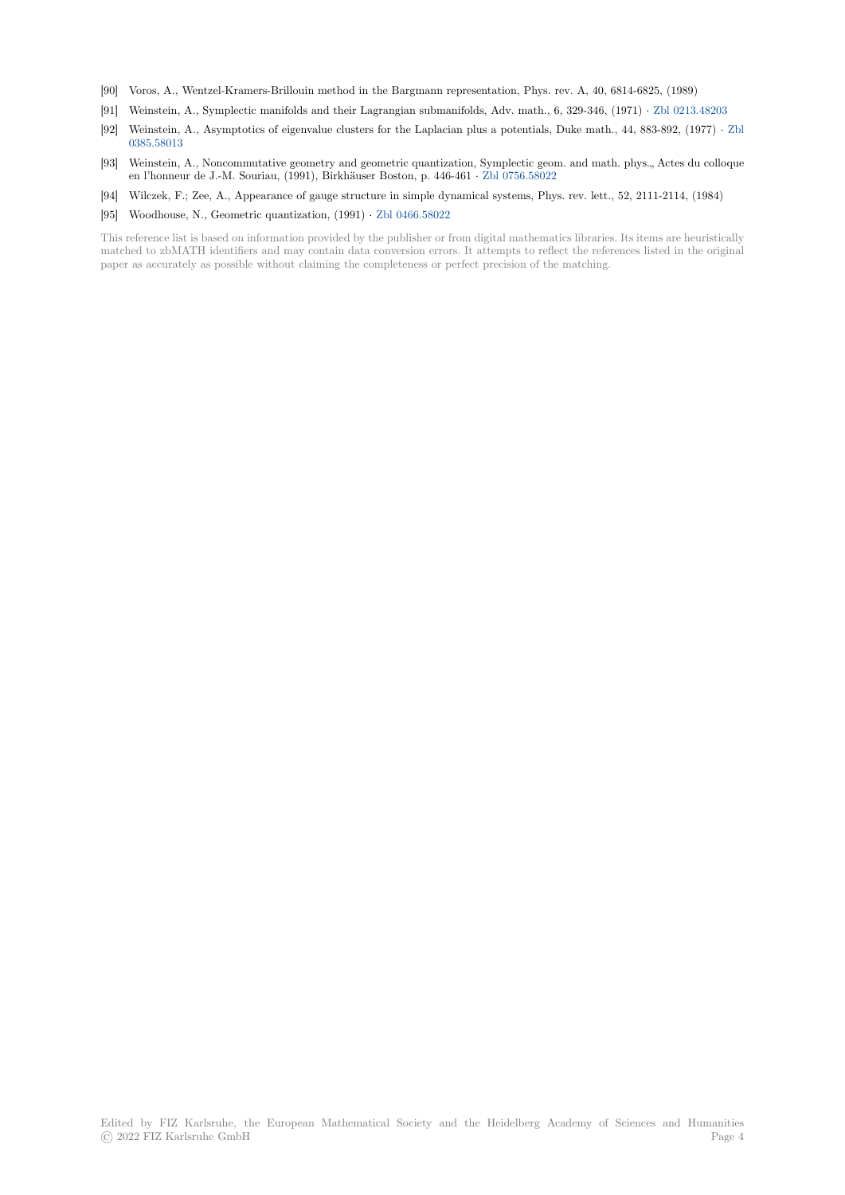[90] Voros, A., Wentzel-Kramers-Brillouin method in the Bargmann representation, Phys. rev. A, 40, 6814-6825, (1989)

[91] Weinstein, A., Symplectic manifolds and their Lagrangian submanifolds, Adv. math., 6, 329-346, (1971) · Zbl 0213.48203

[92] Weinstein, A., Asymptotics of eigenvalue clusters for the Laplacian plus a potentials, Duke math., 44, 883-892, (1977) · Zbl 0385.58013

[93] Weinstein, A., Noncommutative geometry and geometric quantization, Symplectic geom. and math. phys.,, Actes du colloque en l'honneur de J.-M. Souriau, (1991), Birkhäuser Boston, p. 446-461 · Zbl 0756.58022

[94] Wilczek, F.; Zee, A., Appearance of gauge structure in simple dynamical systems, Phys. rev. lett., 52, 2111-2114, (1984)

[95] Woodhouse, N., Geometric quantization, (1991) · Zbl 0466.58022

This reference list is based on information provided by the publisher or from digital mathematics libraries. Its items are heuristically matched to zbMATH identifiers and may contain data conversion errors. It attempts to reflect the references listed in the original paper as accurately as possible without claiming the completeness or perfect precision of the matching.

Edited by FIZ Karlsruhe, the European Mathematical Society and the Heidelberg Academy of Sciences and Humanities
© 2022 FIZ Karlsruhe GmbH